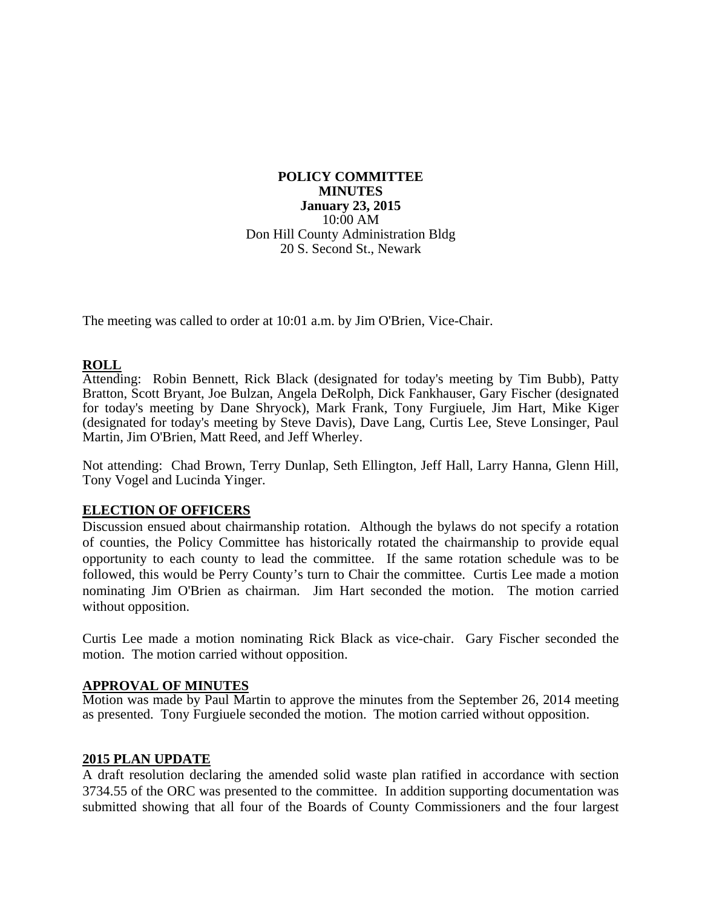**POLICY COMMITTEE**
**MINUTES**
**January 23, 2015**
10:00 AM
Don Hill County Administration Bldg
20 S. Second St., Newark

The meeting was called to order at 10:01 a.m. by Jim O'Brien, Vice-Chair.

## ROLL

Attending: Robin Bennett, Rick Black (designated for today's meeting by Tim Bubb), Patty Bratton, Scott Bryant, Joe Bulzan, Angela DeRolph, Dick Fankhauser, Gary Fischer (designated for today's meeting by Dane Shryock), Mark Frank, Tony Furgiuele, Jim Hart, Mike Kiger (designated for today's meeting by Steve Davis), Dave Lang, Curtis Lee, Steve Lonsinger, Paul Martin, Jim O'Brien, Matt Reed, and Jeff Wherley.

Not attending: Chad Brown, Terry Dunlap, Seth Ellington, Jeff Hall, Larry Hanna, Glenn Hill, Tony Vogel and Lucinda Yinger.

## ELECTION OF OFFICERS

Discussion ensued about chairmanship rotation. Although the bylaws do not specify a rotation of counties, the Policy Committee has historically rotated the chairmanship to provide equal opportunity to each county to lead the committee. If the same rotation schedule was to be followed, this would be Perry County's turn to Chair the committee. Curtis Lee made a motion nominating Jim O'Brien as chairman. Jim Hart seconded the motion. The motion carried without opposition.

Curtis Lee made a motion nominating Rick Black as vice-chair. Gary Fischer seconded the motion. The motion carried without opposition.

## APPROVAL OF MINUTES

Motion was made by Paul Martin to approve the minutes from the September 26, 2014 meeting as presented. Tony Furgiuele seconded the motion. The motion carried without opposition.

## 2015 PLAN UPDATE

A draft resolution declaring the amended solid waste plan ratified in accordance with section 3734.55 of the ORC was presented to the committee. In addition supporting documentation was submitted showing that all four of the Boards of County Commissioners and the four largest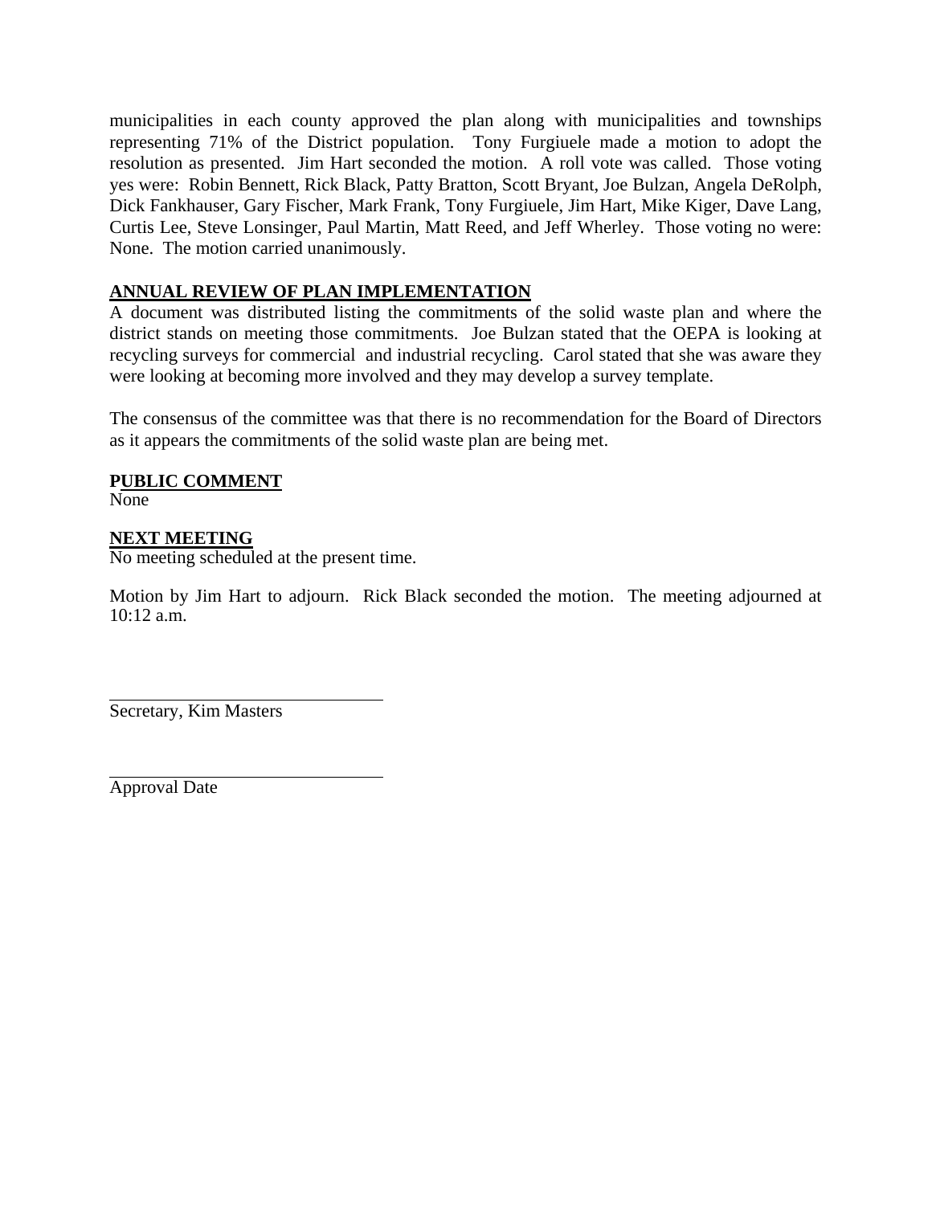municipalities in each county approved the plan along with municipalities and townships representing 71% of the District population. Tony Furgiuele made a motion to adopt the resolution as presented. Jim Hart seconded the motion. A roll vote was called. Those voting yes were: Robin Bennett, Rick Black, Patty Bratton, Scott Bryant, Joe Bulzan, Angela DeRolph, Dick Fankhauser, Gary Fischer, Mark Frank, Tony Furgiuele, Jim Hart, Mike Kiger, Dave Lang, Curtis Lee, Steve Lonsinger, Paul Martin, Matt Reed, and Jeff Wherley. Those voting no were: None. The motion carried unanimously.

**ANNUAL REVIEW OF PLAN IMPLEMENTATION**

A document was distributed listing the commitments of the solid waste plan and where the district stands on meeting those commitments. Joe Bulzan stated that the OEPA is looking at recycling surveys for commercial and industrial recycling. Carol stated that she was aware they were looking at becoming more involved and they may develop a survey template.

The consensus of the committee was that there is no recommendation for the Board of Directors as it appears the commitments of the solid waste plan are being met.

**PUBLIC COMMENT**

None

**NEXT MEETING**

No meeting scheduled at the present time.

Motion by Jim Hart to adjourn. Rick Black seconded the motion. The meeting adjourned at 10:12 a.m.

\_\_\_\_\_\_\_\_\_\_\_\_\_\_\_\_\_\_\_\_\_\_\_\_\_\_\_\_\_\_

Secretary, Kim Masters

\_\_\_\_\_\_\_\_\_\_\_\_\_\_\_\_\_\_\_\_\_\_\_\_\_\_\_\_\_\_

Approval Date